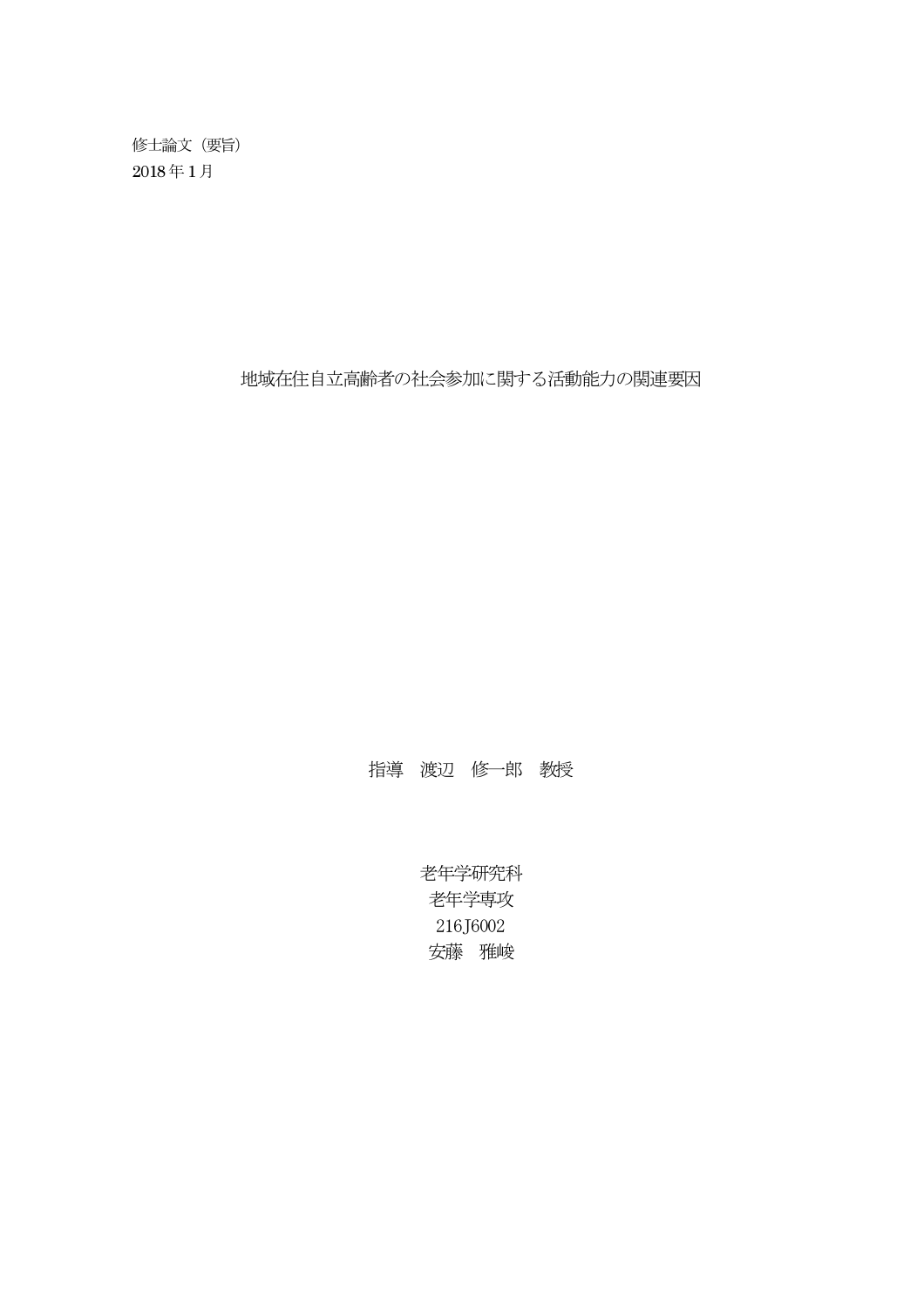修士論文（要旨）
2018 年 1 月

# 地域在住自立高齢者の社会参加に関する活動能力の関連要因

指導　渡辺　修一郎　教授

老年学研究科
老年学専攻
216J6002
安藤　雅峻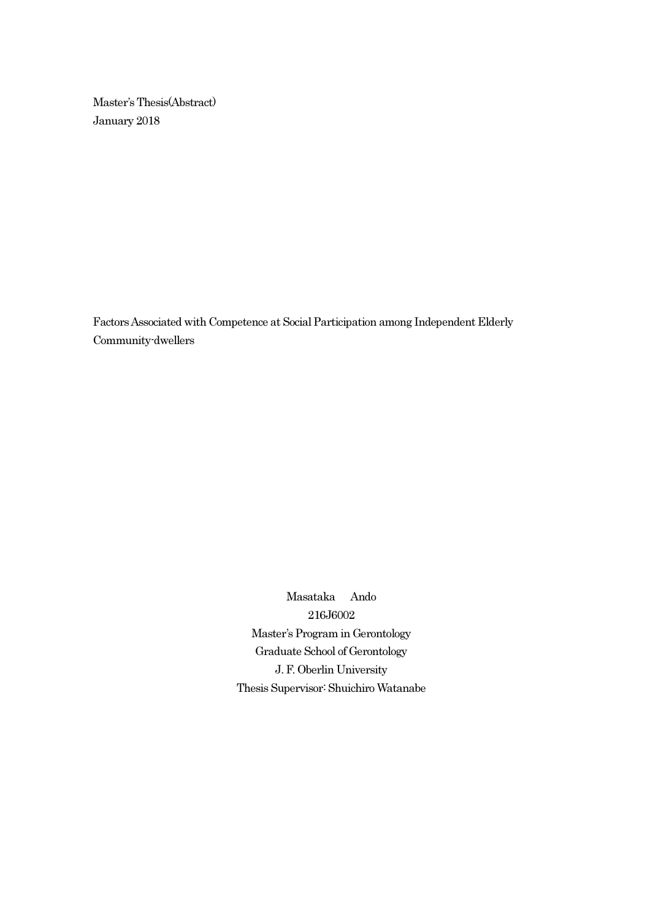Master's Thesis(Abstract)
January 2018

Factors Associated with Competence at Social Participation among Independent Elderly Community-dwellers

Masataka　Ando
216J6002
Master's Program in Gerontology
Graduate School of Gerontology
J. F. Oberlin University
Thesis Supervisor: Shuichiro Watanabe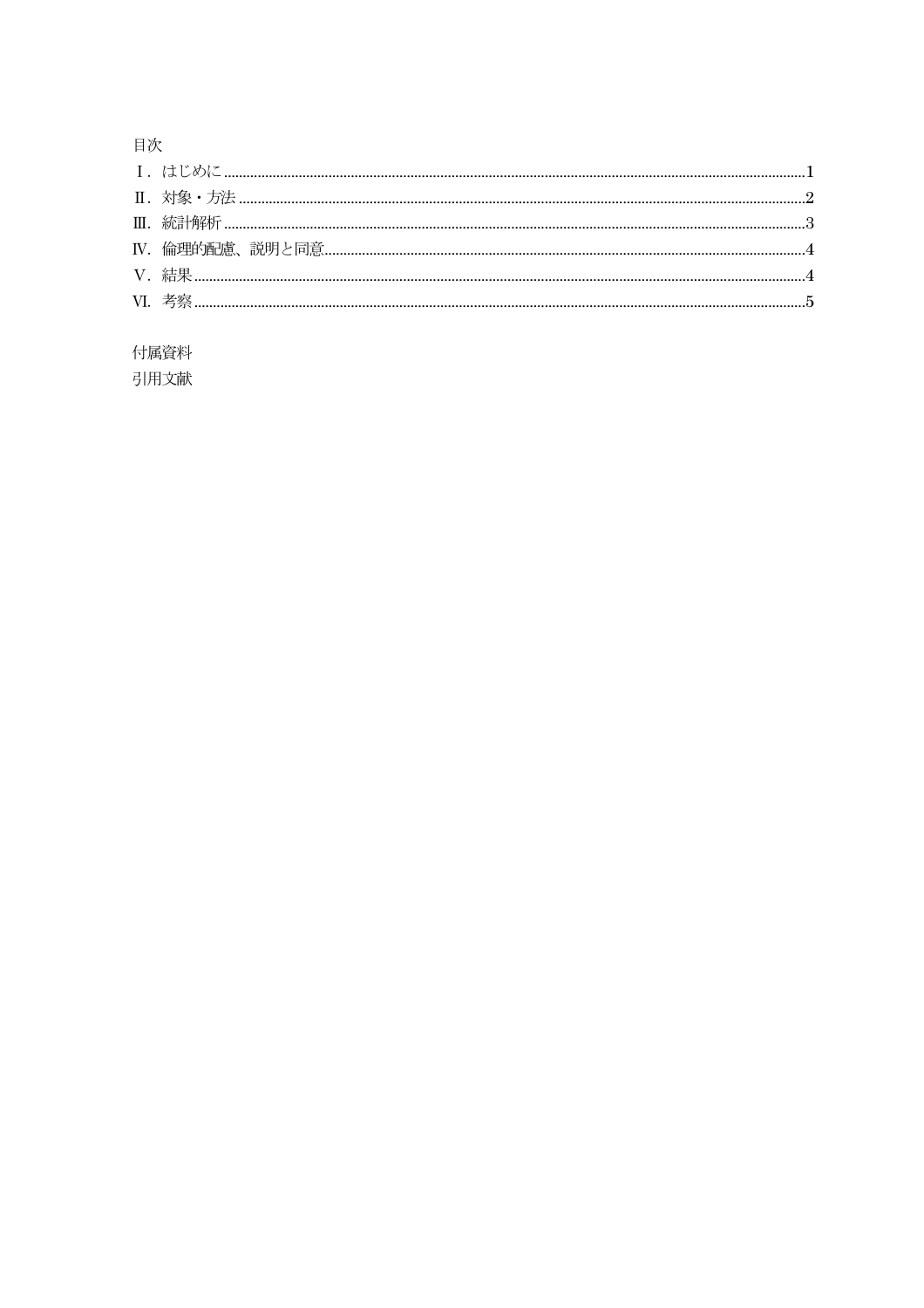目次

Ⅰ. はじめに ........................................................................................................................................1
Ⅱ. 対象・方法 ........................................................................................................................................2
Ⅲ. 統計解析 ........................................................................................................................................3
Ⅳ. 倫理的配慮、説明と同意 ........................................................................................................................................4
Ⅴ. 結果 ........................................................................................................................................4
Ⅵ. 考察 ........................................................................................................................................5

付属資料
引用文献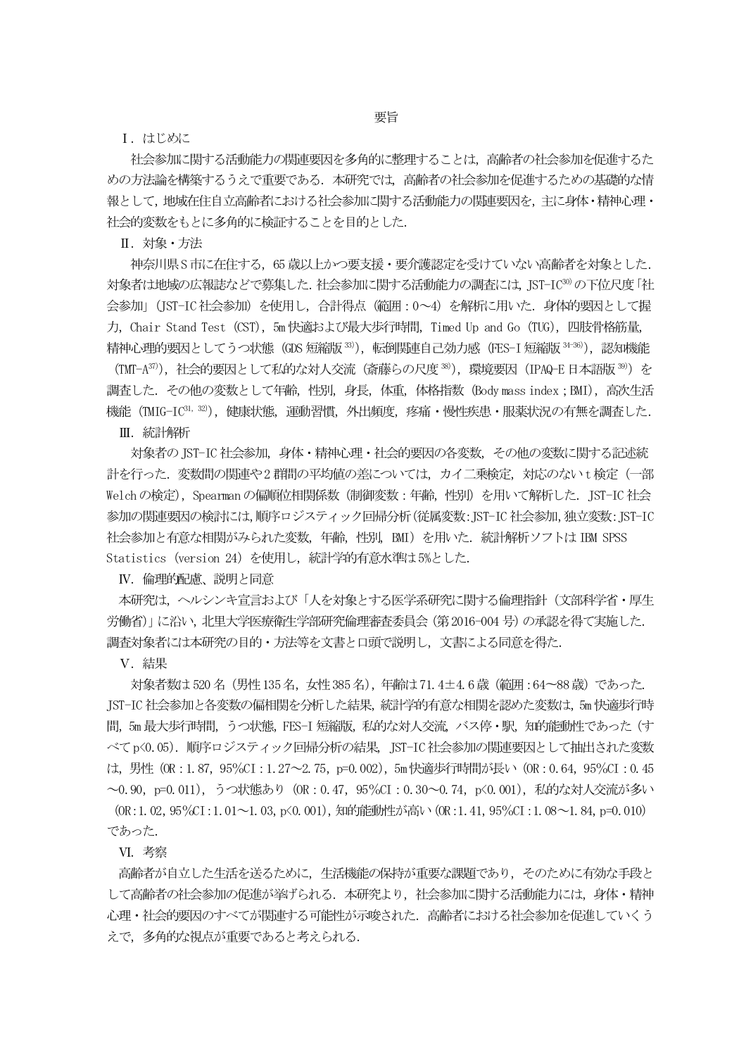# 要旨

## Ⅰ．はじめに

社会参加に関する活動能力の関連要因を多角的に整理することは，高齢者の社会参加を促進するための方法論を構築するうえで重要である．本研究では，高齢者の社会参加を促進するための基礎的な情報として，地域在住自立高齢者における社会参加に関する活動能力の関連要因を，主に身体・精神心理・社会的変数をもとに多角的に検証することを目的とした．

## Ⅱ．対象・方法

神奈川県S市に在住する，65歳以上かつ要支援・要介護認定を受けていない高齢者を対象とした．対象者は地域の広報誌などで募集した．社会参加に関する活動能力の調査には，JST-IC[30]の下位尺度「社会参加」（JST-IC社会参加）を使用し，合計得点（範囲：0～4）を解析に用いた．身体的要因として握力，Chair Stand Test（CST），5m快適および最大歩行時間，Timed Up and Go（TUG），四肢骨格筋量，精神心理的要因としてうつ状態（GDS短縮版[33]），転倒関連自己効力感（FES-I短縮版[34-36]），認知機能（TMT-A[37]），社会的要因として私的な対人交流（斎藤らの尺度[38]），環境要因（IPAQ-E日本語版[39]）を調査した．その他の変数として年齢，性別，身長，体重，体格指数（Body mass index；BMI），高次生活機能（TMIG-IC[31, 32]），健康状態，運動習慣，外出頻度，疼痛・慢性疾患・服薬状況の有無を調査した．

## Ⅲ．統計解析

対象者のJST-IC社会参加，身体・精神心理・社会的要因の各変数，その他の変数に関する記述統計を行った．変数間の関連や2群間の平均値の差については，カイ二乗検定，対応のないt検定（一部Welchの検定），Spearmanの偏順位相関係数（制御変数：年齢，性別）を用いて解析した．JST-IC社会参加の関連要因の検討には，順序ロジスティック回帰分析（従属変数：JST-IC社会参加，独立変数：JST-IC社会参加と有意な相関がみられた変数，年齢，性別，BMI）を用いた．統計解析ソフトはIBM SPSS Statistics（version 24）を使用し，統計学的有意水準は5%とした．

## Ⅳ．倫理的配慮、説明と同意

本研究は，ヘルシンキ宣言および「人を対象とする医学系研究に関する倫理指針（文部科学省・厚生労働省）」に沿い，北里大学医療衛生学部研究倫理審査委員会（第2016-004号）の承認を得て実施した．調査対象者には本研究の目的・方法等を文書と口頭で説明し，文書による同意を得た．

## Ⅴ．結果

対象者数は520名（男性135名，女性385名），年齢は71.4±4.6歳（範囲：64～88歳）であった．JST-IC社会参加と各変数の偏相関を分析した結果，統計学的有意な相関を認めた変数は，5m快適歩行時間，5m最大歩行時間，うつ状態，FES-I短縮版，私的な対人交流，バス停・駅，知的能動性であった（すべて$p<0.05$）．順序ロジスティック回帰分析の結果，JST-IC社会参加の関連要因として抽出された変数は，男性（OR：1.87，95%CI：1.27～2.75，$p=0.002$），5m快適歩行時間が長い（OR：0.64，95%CI：0.45～0.90，$p=0.011$），うつ状態あり（OR：0.47，95%CI：0.30～0.74，$p<0.001$），私的な対人交流が多い（OR：1.02，95%CI：1.01～1.03，$p<0.001$），知的能動性が高い（OR：1.41，95%CI：1.08～1.84，$p=0.010$）であった．

## Ⅵ．考察

高齢者が自立した生活を送るために，生活機能の保持が重要な課題であり，そのために有効な手段として高齢者の社会参加の促進が挙げられる．本研究より，社会参加に関する活動能力には，身体・精神心理・社会的要因のすべてが関連する可能性が示唆された．高齢者における社会参加を促進していくうえで，多角的な視点が重要であると考えられる．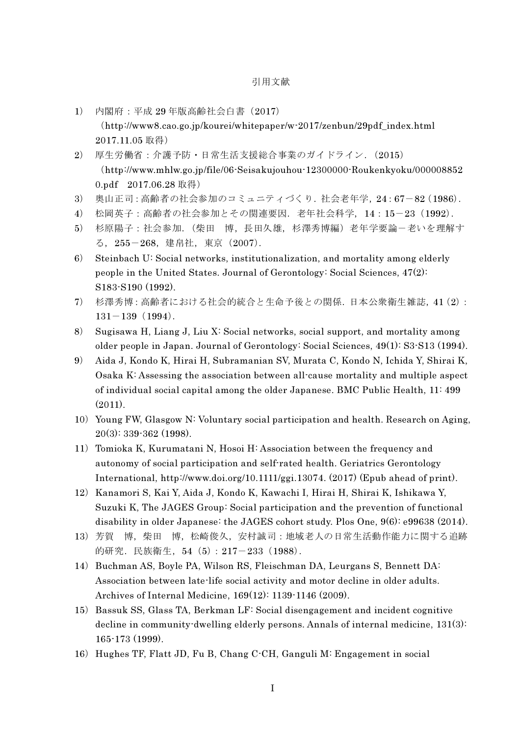# 引用文献

1) 内閣府：平成 29 年版高齢社会白書（2017）
（http://www8.cao.go.jp/kourei/whitepaper/w-2017/zenbun/29pdf_index.html 2017.11.05 取得）
2) 厚生労働省：介護予防・日常生活支援総合事業のガイドライン．（2015）
（http://www.mhlw.go.jp/file/06-Seisakujouhou-12300000-Roukenkyoku/0000088520.pdf 2017.06.28 取得）
3) 奥山正司：高齢者の社会参加のコミュニティづくり．社会老年学，24：67－82（1986）．
4) 松岡英子：高齢者の社会参加とその関連要因．老年社会科学，14：15－23（1992）．
5) 杉原陽子：社会参加．（柴田　博，長田久雄，杉澤秀博編）老年学要論－老いを理解する，255－268，建帛社，東京（2007）．
6) Steinbach U: Social networks, institutionalization, and mortality among elderly people in the United States. Journal of Gerontology: Social Sciences, 47(2): S183-S190 (1992).
7) 杉澤秀博：高齢者における社会的統合と生命予後との関係．日本公衆衛生雑誌，41（2）：131－139（1994）．
8) Sugisawa H, Liang J, Liu X: Social networks, social support, and mortality among older people in Japan. Journal of Gerontology: Social Sciences, 49(1): S3-S13 (1994).
9) Aida J, Kondo K, Hirai H, Subramanian SV, Murata C, Kondo N, Ichida Y, Shirai K, Osaka K: Assessing the association between all-cause mortality and multiple aspect of individual social capital among the older Japanese. BMC Public Health, 11: 499 (2011).
10) Young FW, Glasgow N: Voluntary social participation and health. Research on Aging, 20(3): 339-362 (1998).
11) Tomioka K, Kurumatani N, Hosoi H: Association between the frequency and autonomy of social participation and self-rated health. Geriatrics Gerontology International, http://www.doi.org/10.1111/ggi.13074. (2017) (Epub ahead of print).
12) Kanamori S, Kai Y, Aida J, Kondo K, Kawachi I, Hirai H, Shirai K, Ishikawa Y, Suzuki K, The JAGES Group: Social participation and the prevention of functional disability in older Japanese: the JAGES cohort study. Plos One, 9(6): e99638 (2014).
13) 芳賀　博，柴田　博，松崎俊久，安村誠司：地域老人の日常生活動作能力に関する追跡的研究．民族衛生，54（5）：217－233（1988）．
14) Buchman AS, Boyle PA, Wilson RS, Fleischman DA, Leurgans S, Bennett DA: Association between late-life social activity and motor decline in older adults. Archives of Internal Medicine, 169(12): 1139-1146 (2009).
15) Bassuk SS, Glass TA, Berkman LF: Social disengagement and incident cognitive decline in community-dwelling elderly persons. Annals of internal medicine, 131(3): 165-173 (1999).
16) Hughes TF, Flatt JD, Fu B, Chang C-CH, Ganguli M: Engagement in social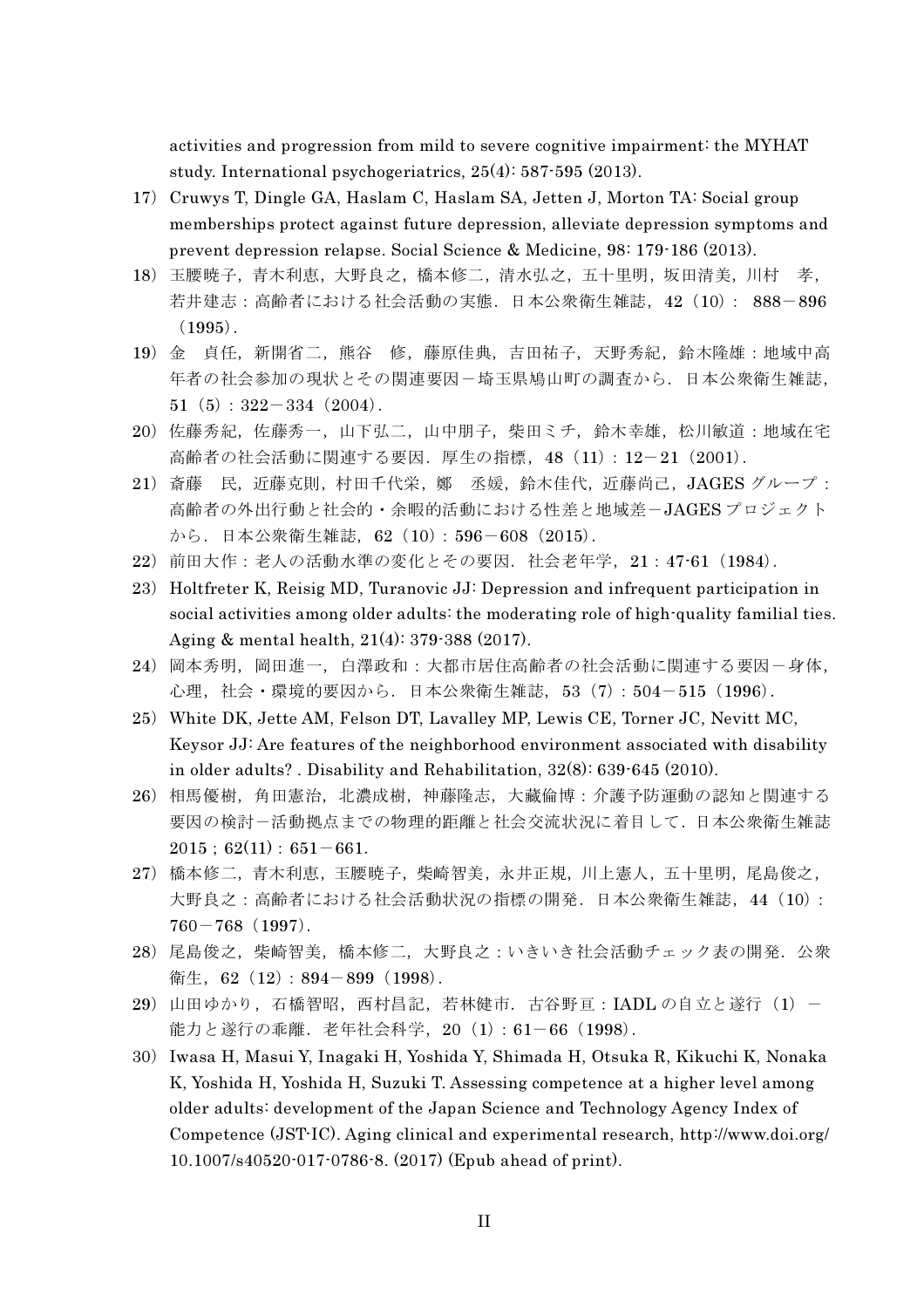activities and progression from mild to severe cognitive impairment: the MYHAT study. International psychogeriatrics, 25(4): 587-595 (2013).

17) Cruwys T, Dingle GA, Haslam C, Haslam SA, Jetten J, Morton TA: Social group memberships protect against future depression, alleviate depression symptoms and prevent depression relapse. Social Science & Medicine, 98: 179-186 (2013).

18) 玉腰暁子，青木利恵，大野良之，橋本修二，清水弘之，五十里明，坂田清美，川村　孝，若井建志：高齢者における社会活動の実態．日本公衆衛生雑誌，42（10）： 888－896（1995）．

19) 金　貞任，新開省二，熊谷　修，藤原佳典，吉田祐子，天野秀紀，鈴木隆雄：地域中高年者の社会参加の現状とその関連要因－埼玉県鳩山町の調査から．日本公衆衛生雑誌，51（5）：322－334（2004）．

20) 佐藤秀紀，佐藤秀一，山下弘二，山中朋子，柴田ミチ，鈴木幸雄，松川敏道：地域在宅高齢者の社会活動に関連する要因．厚生の指標，48（11）：12－21（2001）．

21) 斎藤　民，近藤克則，村田千代栄，鄭　丞媛，鈴木佳代，近藤尚己，JAGES グループ：高齢者の外出行動と社会的・余暇的活動における性差と地域差－JAGES プロジェクトから．日本公衆衛生雑誌，62（10）：596－608（2015）．

22) 前田大作：老人の活動水準の変化とその要因．社会老年学，21：47-61（1984）．

23) Holtfreter K, Reisig MD, Turanovic JJ: Depression and infrequent participation in social activities among older adults: the moderating role of high-quality familial ties. Aging & mental health, 21(4): 379-388 (2017).

24) 岡本秀明，岡田進一，白澤政和：大都市居住高齢者の社会活動に関連する要因－身体，心理，社会・環境的要因から．日本公衆衛生雑誌，53（7）：504－515（1996）．

25) White DK, Jette AM, Felson DT, Lavalley MP, Lewis CE, Torner JC, Nevitt MC, Keysor JJ: Are features of the neighborhood environment associated with disability in older adults? . Disability and Rehabilitation, 32(8): 639-645 (2010).

26) 相馬優樹，角田憲治，北濃成樹，神藤隆志，大藏倫博：介護予防運動の認知と関連する要因の検討－活動拠点までの物理的距離と社会交流状況に着目して．日本公衆衛生雑誌 2015；62(11)：651－661.

27) 橋本修二，青木利恵，玉腰暁子，柴崎智美，永井正規，川上憲人，五十里明，尾島俊之，大野良之：高齢者における社会活動状況の指標の開発．日本公衆衛生雑誌，44（10）：760－768（1997）．

28) 尾島俊之，柴崎智美，橋本修二，大野良之：いきいき社会活動チェック表の開発．公衆衛生，62（12）：894－899（1998）．

29) 山田ゆかり，石橋智昭，西村昌記，若林健市．古谷野亘：IADL の自立と遂行（1）－能力と遂行の乖離．老年社会科学，20（1）：61－66（1998）．

30) Iwasa H, Masui Y, Inagaki H, Yoshida Y, Shimada H, Otsuka R, Kikuchi K, Nonaka K, Yoshida H, Yoshida H, Suzuki T. Assessing competence at a higher level among older adults: development of the Japan Science and Technology Agency Index of Competence (JST-IC). Aging clinical and experimental research, http://www.doi.org/10.1007/s40520-017-0786-8. (2017) (Epub ahead of print).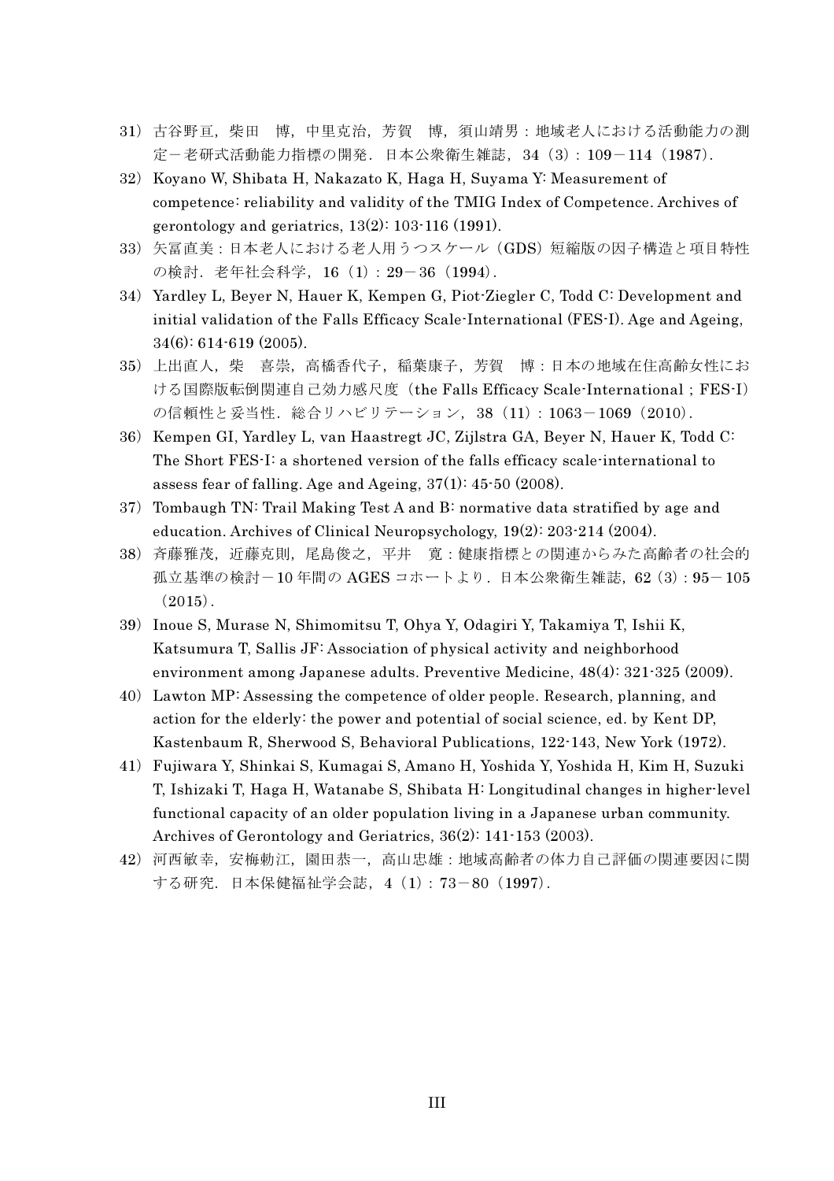31） 古谷野亘，柴田　博，中里克治，芳賀　博，須山靖男：地域老人における活動能力の測定－老研式活動能力指標の開発．日本公衆衛生雑誌，34（3）：109－114（1987）．

32） Koyano W, Shibata H, Nakazato K, Haga H, Suyama Y: Measurement of competence: reliability and validity of the TMIG Index of Competence. Archives of gerontology and geriatrics, 13(2): 103-116 (1991).

33） 矢冨直美：日本老人における老人用うつスケール（GDS）短縮版の因子構造と項目特性の検討．老年社会科学，16（1）：29－36（1994）．

34） Yardley L, Beyer N, Hauer K, Kempen G, Piot-Ziegler C, Todd C: Development and initial validation of the Falls Efficacy Scale-International (FES-I). Age and Ageing, 34(6): 614-619 (2005).

35） 上出直人，柴　喜崇，高橋香代子，稲葉康子，芳賀　博：日本の地域在住高齢女性における国際版転倒関連自己効力感尺度（the Falls Efficacy Scale-International；FES-I）の信頼性と妥当性．総合リハビリテーション，38（11）：1063－1069（2010）．

36） Kempen GI, Yardley L, van Haastregt JC, Zijlstra GA, Beyer N, Hauer K, Todd C: The Short FES-I: a shortened version of the falls efficacy scale-international to assess fear of falling. Age and Ageing, 37(1): 45-50 (2008).

37） Tombaugh TN: Trail Making Test A and B: normative data stratified by age and education. Archives of Clinical Neuropsychology, 19(2): 203-214 (2004).

38） 斉藤雅茂，近藤克則，尾島俊之，平井　寛：健康指標との関連からみた高齢者の社会的孤立基準の検討－10 年間の AGES コホートより．日本公衆衛生雑誌，62（3）：95－105（2015）．

39） Inoue S, Murase N, Shimomitsu T, Ohya Y, Odagiri Y, Takamiya T, Ishii K, Katsumura T, Sallis JF: Association of physical activity and neighborhood environment among Japanese adults. Preventive Medicine, 48(4): 321-325 (2009).

40） Lawton MP: Assessing the competence of older people. Research, planning, and action for the elderly: the power and potential of social science, ed. by Kent DP, Kastenbaum R, Sherwood S, Behavioral Publications, 122-143, New York (1972).

41） Fujiwara Y, Shinkai S, Kumagai S, Amano H, Yoshida Y, Yoshida H, Kim H, Suzuki T, Ishizaki T, Haga H, Watanabe S, Shibata H: Longitudinal changes in higher-level functional capacity of an older population living in a Japanese urban community. Archives of Gerontology and Geriatrics, 36(2): 141-153 (2003).

42） 河西敏幸，安梅勅江，園田恭一，高山忠雄：地域高齢者の体力自己評価の関連要因に関する研究．日本保健福祉学会誌，4（1）：73－80（1997）．